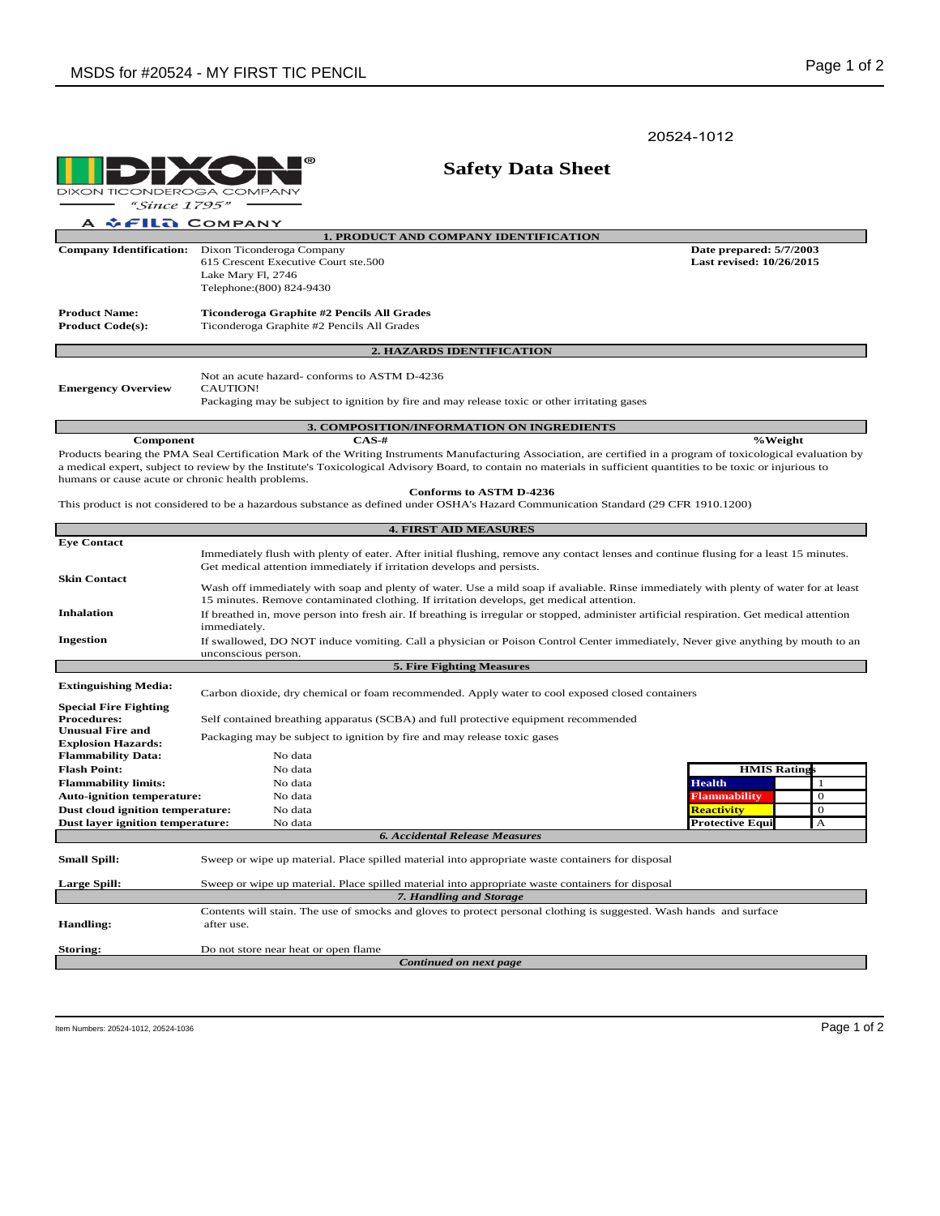20524-1012

DIXON TICONDEROGA COMPANY
"Since 1795"
A FILA COMPANY

# Safety Data Sheet

## 1. PRODUCT AND COMPANY IDENTIFICATION

**Company Identification:** Dixon Ticonderoga Company
615 Crescent Executive Court ste.500
Lake Mary Fl, 2746
Telephone:(800) 824-9430

**Date prepared: 5/7/2003**
**Last revised: 10/26/2015**

**Product Name:** **Ticonderoga Graphite #2 Pencils All Grades**
**Product Code(s):** Ticonderoga Graphite #2 Pencils All Grades

## 2. HAZARDS IDENTIFICATION

**Emergency Overview**

Not an acute hazard- conforms to ASTM D-4236
CAUTION!
Packaging may be subject to ignition by fire and may release toxic or other irritating gases

## 3. COMPOSITION/INFORMATION ON INGREDIENTS

| Component | CAS-# | %Weight |
|---|---|---|

Products bearing the PMA Seal Certification Mark of the Writing Instruments Manufacturing Association, are certified in a program of toxicological evaluation by a medical expert, subject to review by the Institute's Toxicological Advisory Board, to contain no materials in sufficient quantities to be toxic or injurious to humans or cause acute or chronic health problems.

**Conforms to ASTM D-4236**

This product is not considered to be a hazardous substance as defined under OSHA's Hazard Communication Standard (29 CFR 1910.1200)

## 4. FIRST AID MEASURES

**Eye Contact**
Immediately flush with plenty of eater. After initial flushing, remove any contact lenses and continue flusing for a least 15 minutes. Get medical attention immediately if irritation develops and persists.

**Skin Contact**
Wash off immediately with soap and plenty of water. Use a mild soap if avaliable. Rinse immediately with plenty of water for at least 15 minutes. Remove contaminated clothing. If irritation develops, get medical attention.

**Inhalation**
If breathed in, move person into fresh air. If breathing is irregular or stopped, administer artificial respiration. Get medical attention immediately.

**Ingestion**
If swallowed, DO NOT induce vomiting. Call a physician or Poison Control Center immediately, Never give anything by mouth to an unconscious person.

## 5. Fire Fighting Measures

**Extinguishing Media:** Carbon dioxide, dry chemical or foam recommended. Apply water to cool exposed closed containers

**Special Fire Fighting Procedures:** Self contained breathing apparatus (SCBA) and full protective equipment recommended

**Unusual Fire and Explosion Hazards:** Packaging may be subject to ignition by fire and may release toxic gases

**Flammability Data:** No data
**Flash Point:** No data
**Flammability limits:** No data
**Auto-ignition temperature:** No data
**Dust cloud ignition temperature:** No data
**Dust layer ignition temperature:** No data

| HMIS Ratings | |
|---|---|
| Health | 1 |
| Flammability | 0 |
| Reactivity | 0 |
| Protective Equi | A |

## *6. Accidental Release Measures*

**Small Spill:** Sweep or wipe up material. Place spilled material into appropriate waste containers for disposal

**Large Spill:** Sweep or wipe up material. Place spilled material into appropriate waste containers for disposal

## *7. Handling and Storage*

**Handling:** Contents will stain. The use of smocks and gloves to protect personal clothing is suggested. Wash hands and surface after use.

**Storing:** Do not store near heat or open flame

***Continued on next page***

Item Numbers: 20524-1012, 20524-1036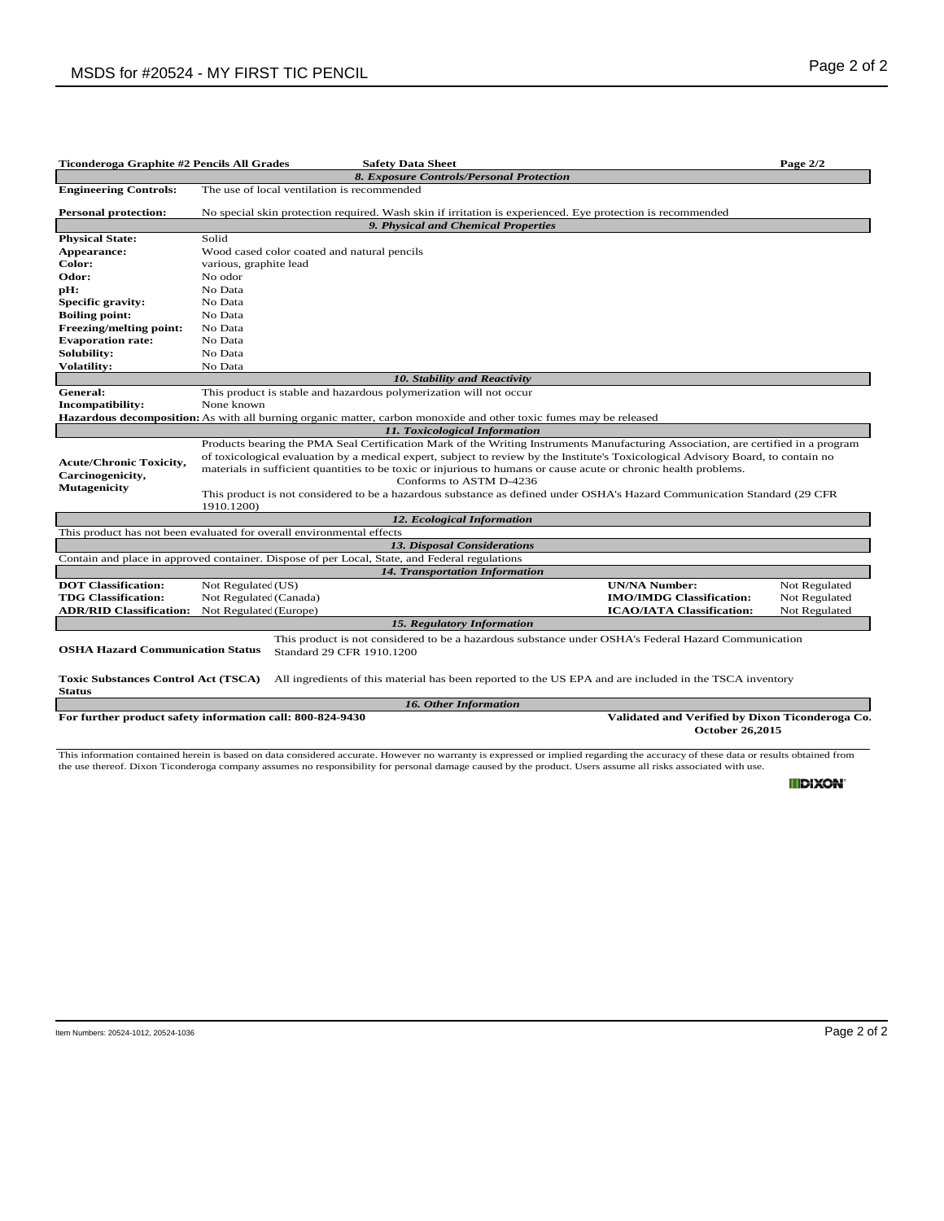**Ticonderoga Graphite #2 Pencils All Grades** **Safety Data Sheet**

## *8. Exposure Controls/Personal Protection*

| | |
|---|---|
| **Engineering Controls:** | The use of local ventilation is recommended |
| **Personal protection:** | No special skin protection required. Wash skin if irritation is experienced. Eye protection is recommended |

## *9. Physical and Chemical Properties*

| | |
|---|---|
| **Physical State:** | Solid |
| **Appearance:** | Wood cased color coated and natural pencils |
| **Color:** | various, graphite lead |
| **Odor:** | No odor |
| **pH:** | No Data |
| **Specific gravity:** | No Data |
| **Boiling point:** | No Data |
| **Freezing/melting point:** | No Data |
| **Evaporation rate:** | No Data |
| **Solubility:** | No Data |
| **Volatility:** | No Data |

## *10. Stability and Reactivity*

| | |
|---|---|
| **General:** | This product is stable and hazardous polymerization will not occur |
| **Incompatibility:** | None known |

**Hazardous decomposition:** As with all burning organic matter, carbon monoxide and other toxic fumes may be released

## *11. Toxicological Information*

| | |
|---|---|
| **Acute/Chronic Toxicity, Carcinogenicity, Mutagenicity** | Products bearing the PMA Seal Certification Mark of the Writing Instruments Manufacturing Association, are certified in a program of toxicological evaluation by a medical expert, subject to review by the Institute's Toxicological Advisory Board, to contain no materials in sufficient quantities to be toxic or injurious to humans or cause acute or chronic health problems. Conforms to ASTM D-4236<br>This product is not considered to be a hazardous substance as defined under OSHA's Hazard Communication Standard (29 CFR 1910.1200) |

## *12. Ecological Information*

This product has not been evaluated for overall environmental effects

## *13. Disposal Considerations*

Contain and place in approved container. Dispose of per Local, State, and Federal regulations

## *14. Transportation Information*

| | | | |
|---|---|---|---|
| **DOT Classification:** | Not Regulated (US) | **UN/NA Number:** | Not Regulated |
| **TDG Classification:** | Not Regulated (Canada) | **IMO/IMDG Classification:** | Not Regulated |
| **ADR/RID Classification:** | Not Regulated (Europe) | **ICAO/IATA Classification:** | Not Regulated |

## *15. Regulatory Information*

| | |
|---|---|
| **OSHA Hazard Communication Status** | This product is not considered to be a hazardous substance under OSHA's Federal Hazard Communication Standard 29 CFR 1910.1200 |
| **Toxic Substances Control Act (TSCA) Status** | All ingredients of this material has been reported to the US EPA and are included in the TSCA inventory |

## *16. Other Information*

**For further product safety information call: 800-824-9430**

**Validated and Verified by Dixon Ticonderoga Co. October 26,2015**

This information contained herein is based on data considered accurate. However no warranty is expressed or implied regarding the accuracy of these data or results obtained from the use thereof. Dixon Ticonderoga company assumes no responsibility for personal damage caused by the product. Users assume all risks associated with use.

DIXON

Item Numbers: 20524-1012, 20524-1036